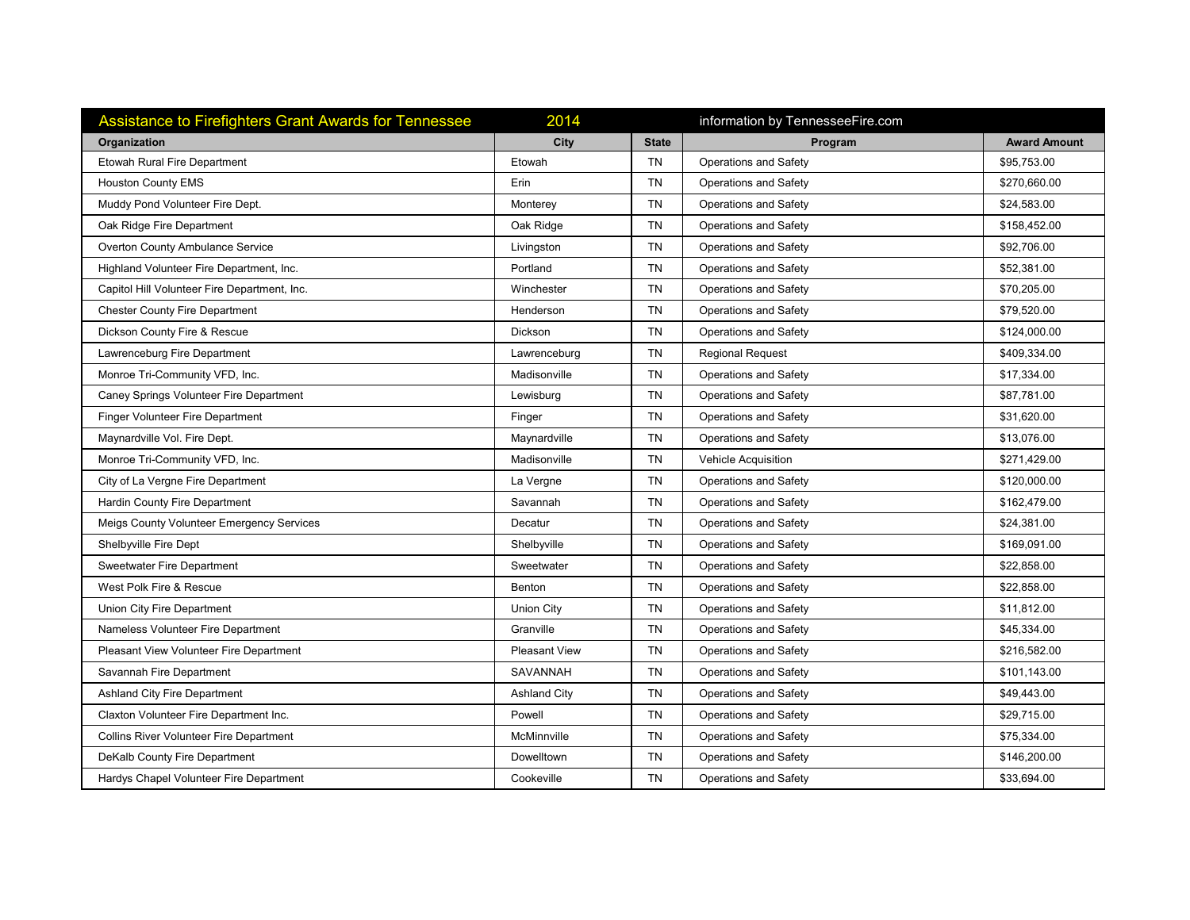| Assistance to Firefighters Grant Awards for Tennessee | 2014 | | information by TennesseeFire.com | |
|---|---|---|---|---|
| **Organization** | **City** | **State** | **Program** | **Award Amount** |
| Etowah Rural Fire Department | Etowah | TN | Operations and Safety | $95,753.00 |
| Houston County EMS | Erin | TN | Operations and Safety | $270,660.00 |
| Muddy Pond Volunteer Fire Dept. | Monterey | TN | Operations and Safety | $24,583.00 |
| Oak Ridge Fire Department | Oak Ridge | TN | Operations and Safety | $158,452.00 |
| Overton County Ambulance Service | Livingston | TN | Operations and Safety | $92,706.00 |
| Highland Volunteer Fire Department, Inc. | Portland | TN | Operations and Safety | $52,381.00 |
| Capitol Hill Volunteer Fire Department, Inc. | Winchester | TN | Operations and Safety | $70,205.00 |
| Chester County Fire Department | Henderson | TN | Operations and Safety | $79,520.00 |
| Dickson County Fire & Rescue | Dickson | TN | Operations and Safety | $124,000.00 |
| Lawrenceburg Fire Department | Lawrenceburg | TN | Regional Request | $409,334.00 |
| Monroe Tri-Community VFD, Inc. | Madisonville | TN | Operations and Safety | $17,334.00 |
| Caney Springs Volunteer Fire Department | Lewisburg | TN | Operations and Safety | $87,781.00 |
| Finger Volunteer Fire Department | Finger | TN | Operations and Safety | $31,620.00 |
| Maynardville Vol. Fire Dept. | Maynardville | TN | Operations and Safety | $13,076.00 |
| Monroe Tri-Community VFD, Inc. | Madisonville | TN | Vehicle Acquisition | $271,429.00 |
| City of La Vergne Fire Department | La Vergne | TN | Operations and Safety | $120,000.00 |
| Hardin County Fire Department | Savannah | TN | Operations and Safety | $162,479.00 |
| Meigs County Volunteer Emergency Services | Decatur | TN | Operations and Safety | $24,381.00 |
| Shelbyville Fire Dept | Shelbyville | TN | Operations and Safety | $169,091.00 |
| Sweetwater Fire Department | Sweetwater | TN | Operations and Safety | $22,858.00 |
| West Polk Fire & Rescue | Benton | TN | Operations and Safety | $22,858.00 |
| Union City Fire Department | Union City | TN | Operations and Safety | $11,812.00 |
| Nameless Volunteer Fire Department | Granville | TN | Operations and Safety | $45,334.00 |
| Pleasant View Volunteer Fire Department | Pleasant View | TN | Operations and Safety | $216,582.00 |
| Savannah Fire Department | SAVANNAH | TN | Operations and Safety | $101,143.00 |
| Ashland City Fire Department | Ashland City | TN | Operations and Safety | $49,443.00 |
| Claxton Volunteer Fire Department Inc. | Powell | TN | Operations and Safety | $29,715.00 |
| Collins River Volunteer Fire Department | McMinnville | TN | Operations and Safety | $75,334.00 |
| DeKalb County Fire Department | Dowelltown | TN | Operations and Safety | $146,200.00 |
| Hardys Chapel Volunteer Fire Department | Cookeville | TN | Operations and Safety | $33,694.00 |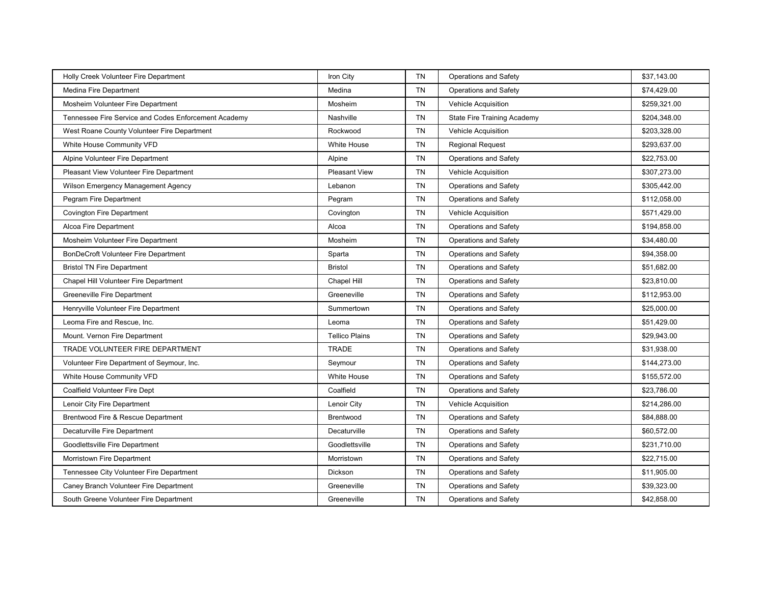| | | | | |
|---|---|---|---|---|
| Holly Creek Volunteer Fire Department | Iron City | TN | Operations and Safety | $37,143.00 |
| Medina Fire Department | Medina | TN | Operations and Safety | $74,429.00 |
| Mosheim Volunteer Fire Department | Mosheim | TN | Vehicle Acquisition | $259,321.00 |
| Tennessee Fire Service and Codes Enforcement Academy | Nashville | TN | State Fire Training Academy | $204,348.00 |
| West Roane County Volunteer Fire Department | Rockwood | TN | Vehicle Acquisition | $203,328.00 |
| White House Community VFD | White House | TN | Regional Request | $293,637.00 |
| Alpine Volunteer Fire Department | Alpine | TN | Operations and Safety | $22,753.00 |
| Pleasant View Volunteer Fire Department | Pleasant View | TN | Vehicle Acquisition | $307,273.00 |
| Wilson Emergency Management Agency | Lebanon | TN | Operations and Safety | $305,442.00 |
| Pegram Fire Department | Pegram | TN | Operations and Safety | $112,058.00 |
| Covington Fire Department | Covington | TN | Vehicle Acquisition | $571,429.00 |
| Alcoa Fire Department | Alcoa | TN | Operations and Safety | $194,858.00 |
| Mosheim Volunteer Fire Department | Mosheim | TN | Operations and Safety | $34,480.00 |
| BonDeCroft Volunteer Fire Department | Sparta | TN | Operations and Safety | $94,358.00 |
| Bristol TN Fire Department | Bristol | TN | Operations and Safety | $51,682.00 |
| Chapel Hill Volunteer Fire Department | Chapel Hill | TN | Operations and Safety | $23,810.00 |
| Greeneville Fire Department | Greeneville | TN | Operations and Safety | $112,953.00 |
| Henryville Volunteer Fire Department | Summertown | TN | Operations and Safety | $25,000.00 |
| Leoma Fire and Rescue, Inc. | Leoma | TN | Operations and Safety | $51,429.00 |
| Mount. Vernon Fire Department | Tellico Plains | TN | Operations and Safety | $29,943.00 |
| TRADE VOLUNTEER FIRE DEPARTMENT | TRADE | TN | Operations and Safety | $31,938.00 |
| Volunteer Fire Department of Seymour, Inc. | Seymour | TN | Operations and Safety | $144,273.00 |
| White House Community VFD | White House | TN | Operations and Safety | $155,572.00 |
| Coalfield Volunteer Fire Dept | Coalfield | TN | Operations and Safety | $23,786.00 |
| Lenoir City Fire Department | Lenoir City | TN | Vehicle Acquisition | $214,286.00 |
| Brentwood Fire & Rescue Department | Brentwood | TN | Operations and Safety | $84,888.00 |
| Decaturville Fire Department | Decaturville | TN | Operations and Safety | $60,572.00 |
| Goodlettsville Fire Department | Goodlettsville | TN | Operations and Safety | $231,710.00 |
| Morristown Fire Department | Morristown | TN | Operations and Safety | $22,715.00 |
| Tennessee City Volunteer Fire Department | Dickson | TN | Operations and Safety | $11,905.00 |
| Caney Branch Volunteer Fire Department | Greeneville | TN | Operations and Safety | $39,323.00 |
| South Greene Volunteer Fire Department | Greeneville | TN | Operations and Safety | $42,858.00 |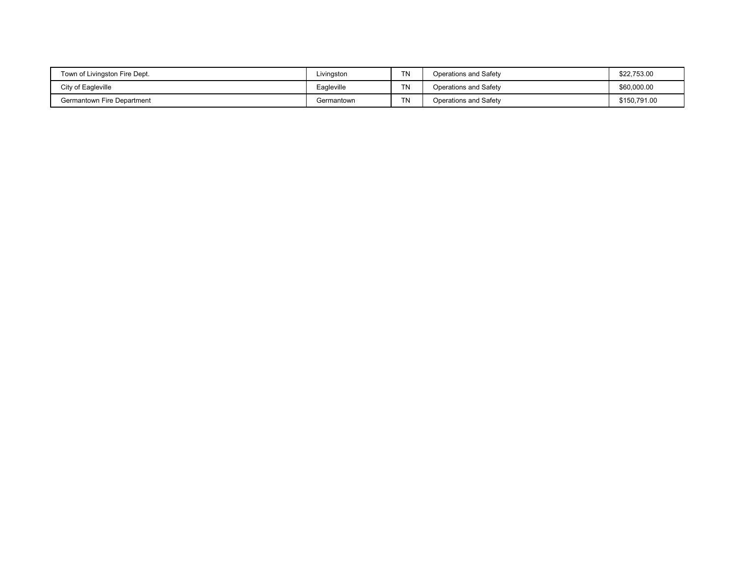| | | | | |
|---|---|---|---|---|
| Town of Livingston Fire Dept. | Livingston | TN | Operations and Safety | $22,753.00 |
| City of Eagleville | Eagleville | TN | Operations and Safety | $60,000.00 |
| Germantown Fire Department | Germantown | TN | Operations and Safety | $150,791.00 |